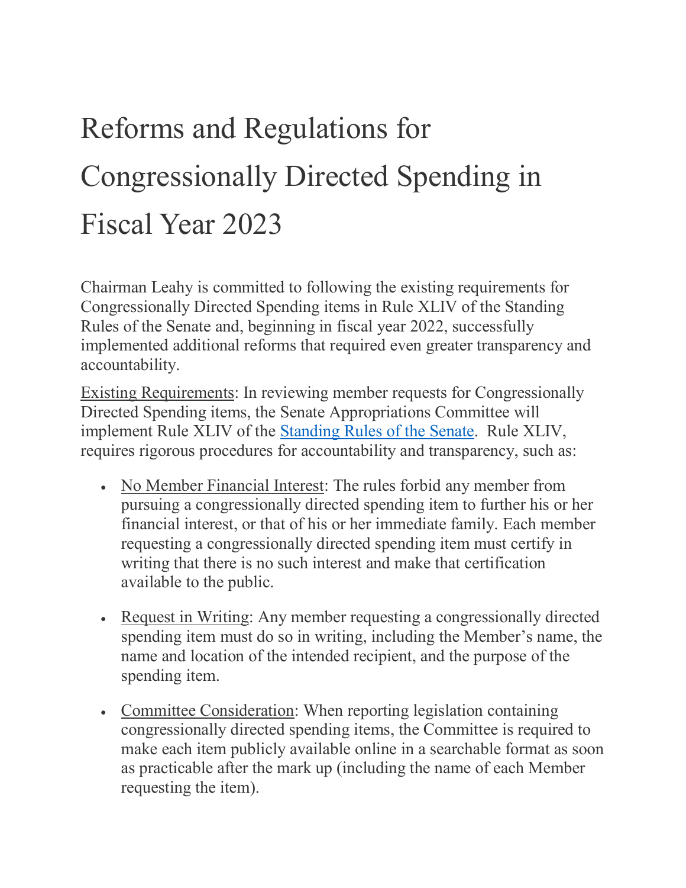# Reforms and Regulations for Congressionally Directed Spending in Fiscal Year 2023

Chairman Leahy is committed to following the existing requirements for Congressionally Directed Spending items in Rule XLIV of the Standing Rules of the Senate and, beginning in fiscal year 2022, successfully implemented additional reforms that required even greater transparency and accountability.

Existing Requirements: In reviewing member requests for Congressionally Directed Spending items, the Senate Appropriations Committee will implement Rule XLIV of the [Standing Rules of the Senate](). Rule XLIV, requires rigorous procedures for accountability and transparency, such as:

- No Member Financial Interest: The rules forbid any member from pursuing a congressionally directed spending item to further his or her financial interest, or that of his or her immediate family. Each member requesting a congressionally directed spending item must certify in writing that there is no such interest and make that certification available to the public.

- Request in Writing: Any member requesting a congressionally directed spending item must do so in writing, including the Member's name, the name and location of the intended recipient, and the purpose of the spending item.

- Committee Consideration: When reporting legislation containing congressionally directed spending items, the Committee is required to make each item publicly available online in a searchable format as soon as practicable after the mark up (including the name of each Member requesting the item).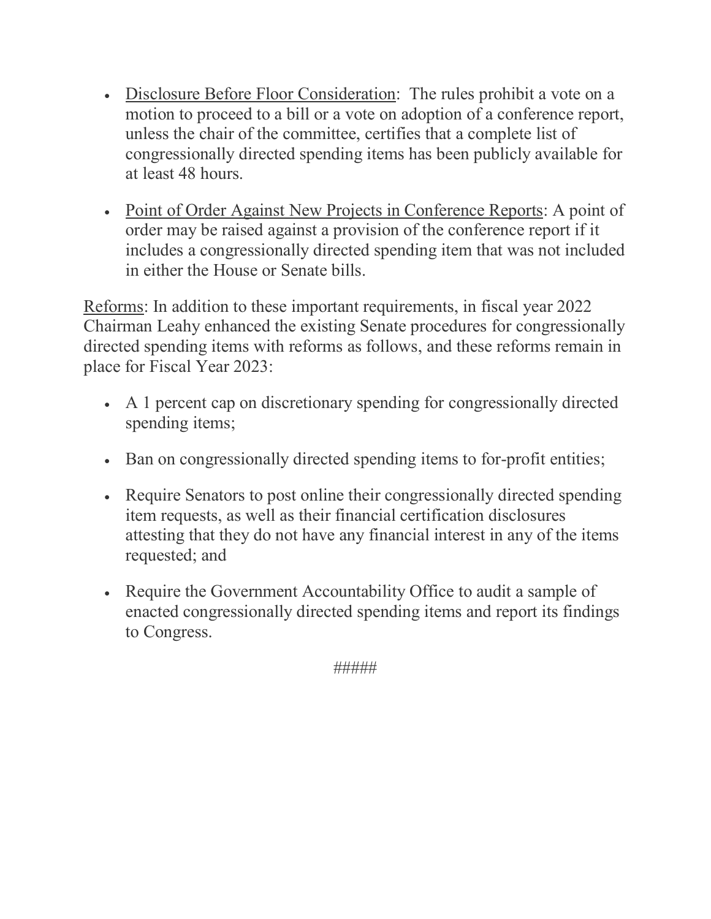- Disclosure Before Floor Consideration: The rules prohibit a vote on a motion to proceed to a bill or a vote on adoption of a conference report, unless the chair of the committee, certifies that a complete list of congressionally directed spending items has been publicly available for at least 48 hours.

- Point of Order Against New Projects in Conference Reports: A point of order may be raised against a provision of the conference report if it includes a congressionally directed spending item that was not included in either the House or Senate bills.

Reforms: In addition to these important requirements, in fiscal year 2022 Chairman Leahy enhanced the existing Senate procedures for congressionally directed spending items with reforms as follows, and these reforms remain in place for Fiscal Year 2023:

- A 1 percent cap on discretionary spending for congressionally directed spending items;

- Ban on congressionally directed spending items to for-profit entities;

- Require Senators to post online their congressionally directed spending item requests, as well as their financial certification disclosures attesting that they do not have any financial interest in any of the items requested; and

- Require the Government Accountability Office to audit a sample of enacted congressionally directed spending items and report its findings to Congress.

#####